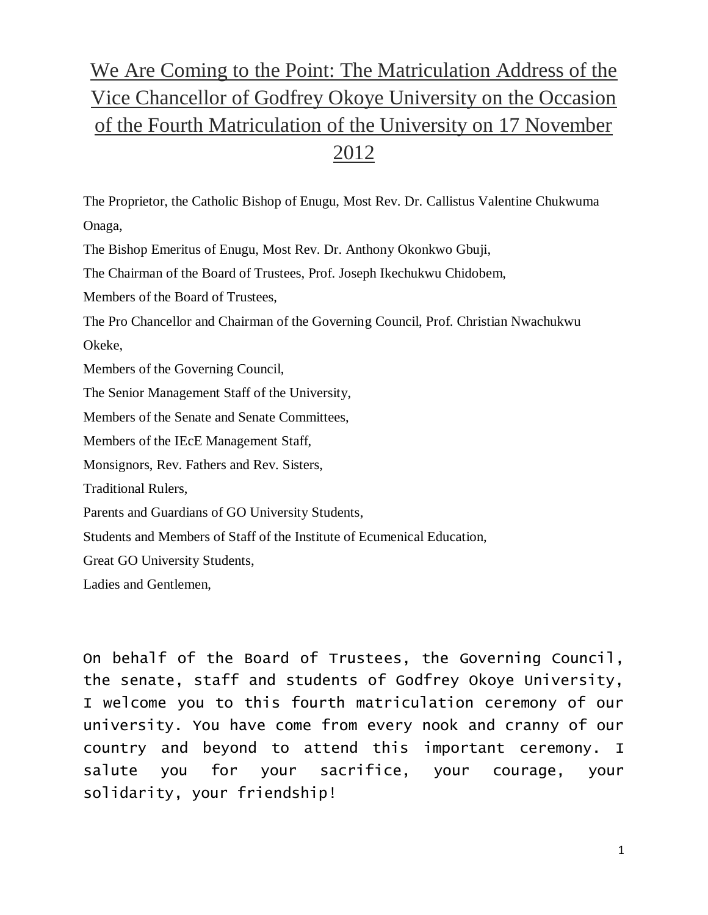# We Are Coming to the Point: The Matriculation Address of the Vice Chancellor of Godfrey Okoye University on the Occasion of the Fourth Matriculation of the University on 17 November 2012

The Proprietor, the Catholic Bishop of Enugu, Most Rev. Dr. Callistus Valentine Chukwuma Onaga,

The Bishop Emeritus of Enugu, Most Rev. Dr. Anthony Okonkwo Gbuji,

The Chairman of the Board of Trustees, Prof. Joseph Ikechukwu Chidobem,

Members of the Board of Trustees,

The Pro Chancellor and Chairman of the Governing Council, Prof. Christian Nwachukwu Okeke,

Members of the Governing Council,

The Senior Management Staff of the University,

Members of the Senate and Senate Committees,

Members of the IEcE Management Staff,

Monsignors, Rev. Fathers and Rev. Sisters,

Traditional Rulers,

Parents and Guardians of GO University Students,

Students and Members of Staff of the Institute of Ecumenical Education,

Great GO University Students,

Ladies and Gentlemen,

On behalf of the Board of Trustees, the Governing Council, the senate, staff and students of Godfrey Okoye University, I welcome you to this fourth matriculation ceremony of our university. You have come from every nook and cranny of our country and beyond to attend this important ceremony. I salute you for your sacrifice, your courage, your solidarity, your friendship!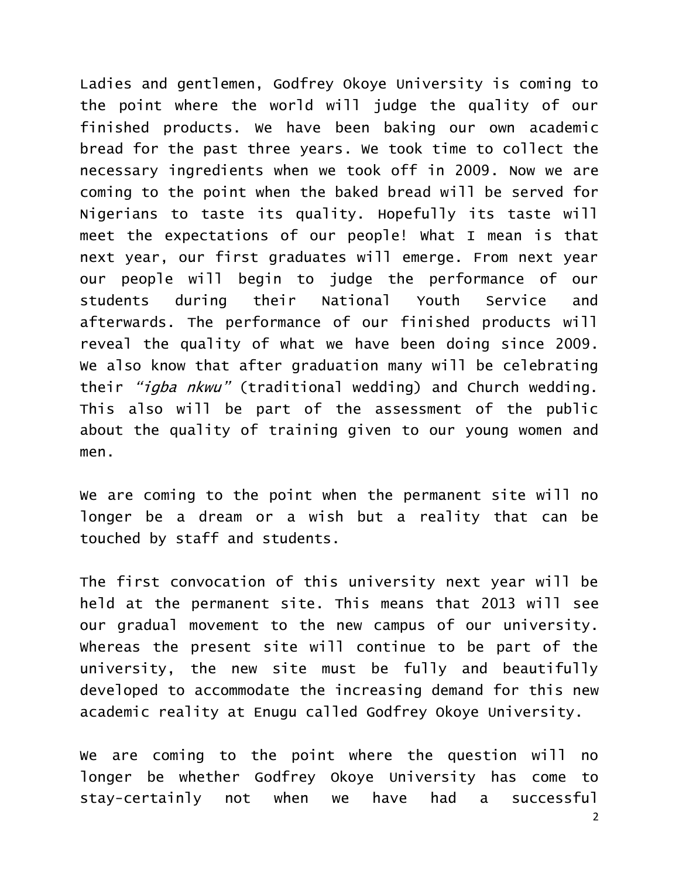Ladies and gentlemen, Godfrey Okoye University is coming to the point where the world will judge the quality of our finished products. We have been baking our own academic bread for the past three years. We took time to collect the necessary ingredients when we took off in 2009. Now we are coming to the point when the baked bread will be served for Nigerians to taste its quality. Hopefully its taste will meet the expectations of our people! What I mean is that next year, our first graduates will emerge. From next year our people will begin to judge the performance of our students during their National Youth Service and afterwards. The performance of our finished products will reveal the quality of what we have been doing since 2009. We also know that after graduation many will be celebrating their *"igba nkwu"* (traditional wedding) and Church wedding. This also will be part of the assessment of the public about the quality of training given to our young women and men.

We are coming to the point when the permanent site will no longer be a dream or a wish but a reality that can be touched by staff and students.

The first convocation of this university next year will be held at the permanent site. This means that 2013 will see our gradual movement to the new campus of our university. Whereas the present site will continue to be part of the university, the new site must be fully and beautifully developed to accommodate the increasing demand for this new academic reality at Enugu called Godfrey Okoye University.

We are coming to the point where the question will no longer be whether Godfrey Okoye University has come to stay-certainly not when we have had a successful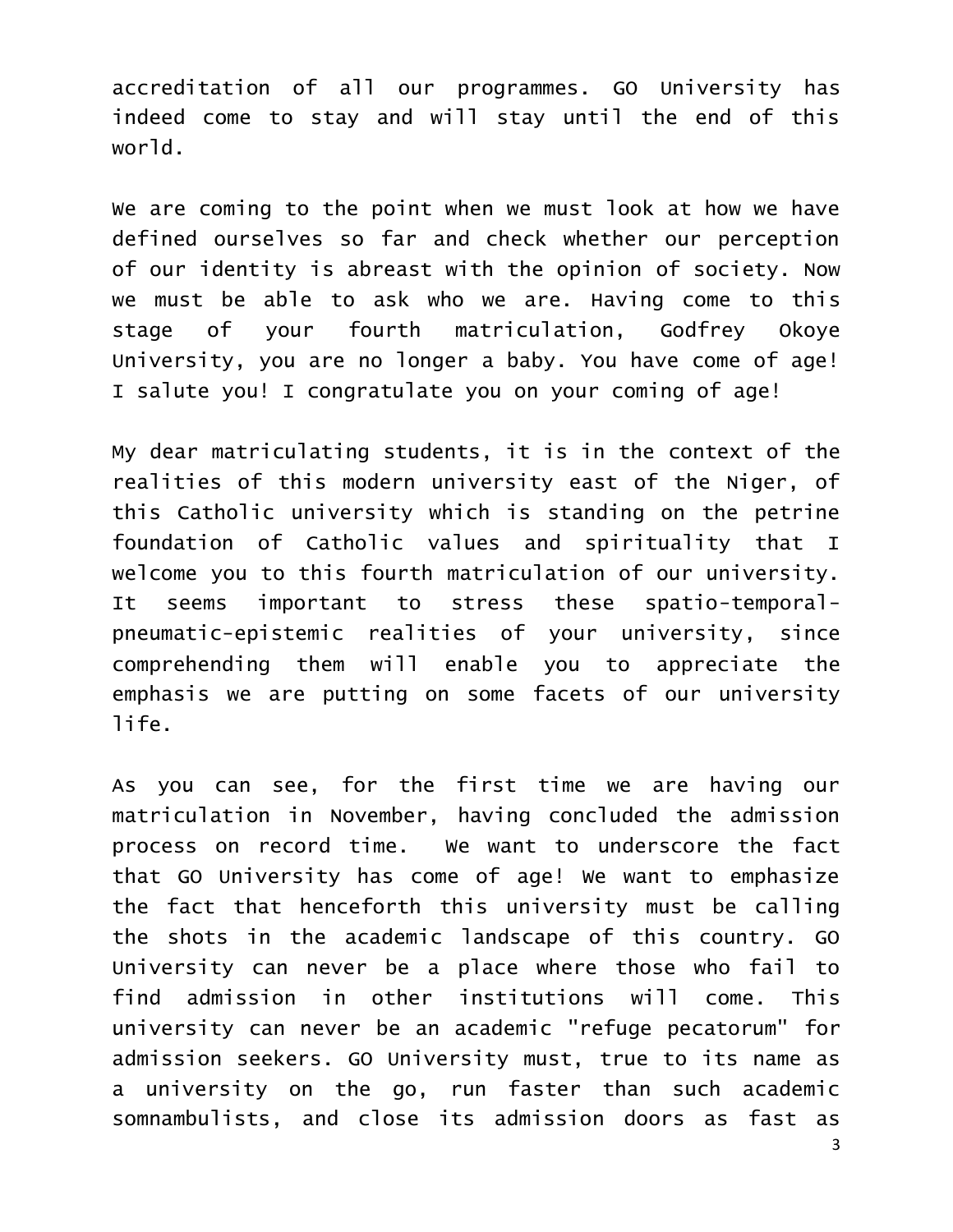accreditation of all our programmes. GO University has indeed come to stay and will stay until the end of this world.

We are coming to the point when we must look at how we have defined ourselves so far and check whether our perception of our identity is abreast with the opinion of society. Now we must be able to ask who we are. Having come to this stage of your fourth matriculation, Godfrey Okoye University, you are no longer a baby. You have come of age! I salute you! I congratulate you on your coming of age!

My dear matriculating students, it is in the context of the realities of this modern university east of the Niger, of this Catholic university which is standing on the petrine foundation of Catholic values and spirituality that I welcome you to this fourth matriculation of our university. It seems important to stress these spatio-temporal-pneumatic-epistemic realities of your university, since comprehending them will enable you to appreciate the emphasis we are putting on some facets of our university life.

As you can see, for the first time we are having our matriculation in November, having concluded the admission process on record time. We want to underscore the fact that GO University has come of age! We want to emphasize the fact that henceforth this university must be calling the shots in the academic landscape of this country. GO University can never be a place where those who fail to find admission in other institutions will come. This university can never be an academic "refuge pecatorum" for admission seekers. GO University must, true to its name as a university on the go, run faster than such academic somnambulists, and close its admission doors as fast as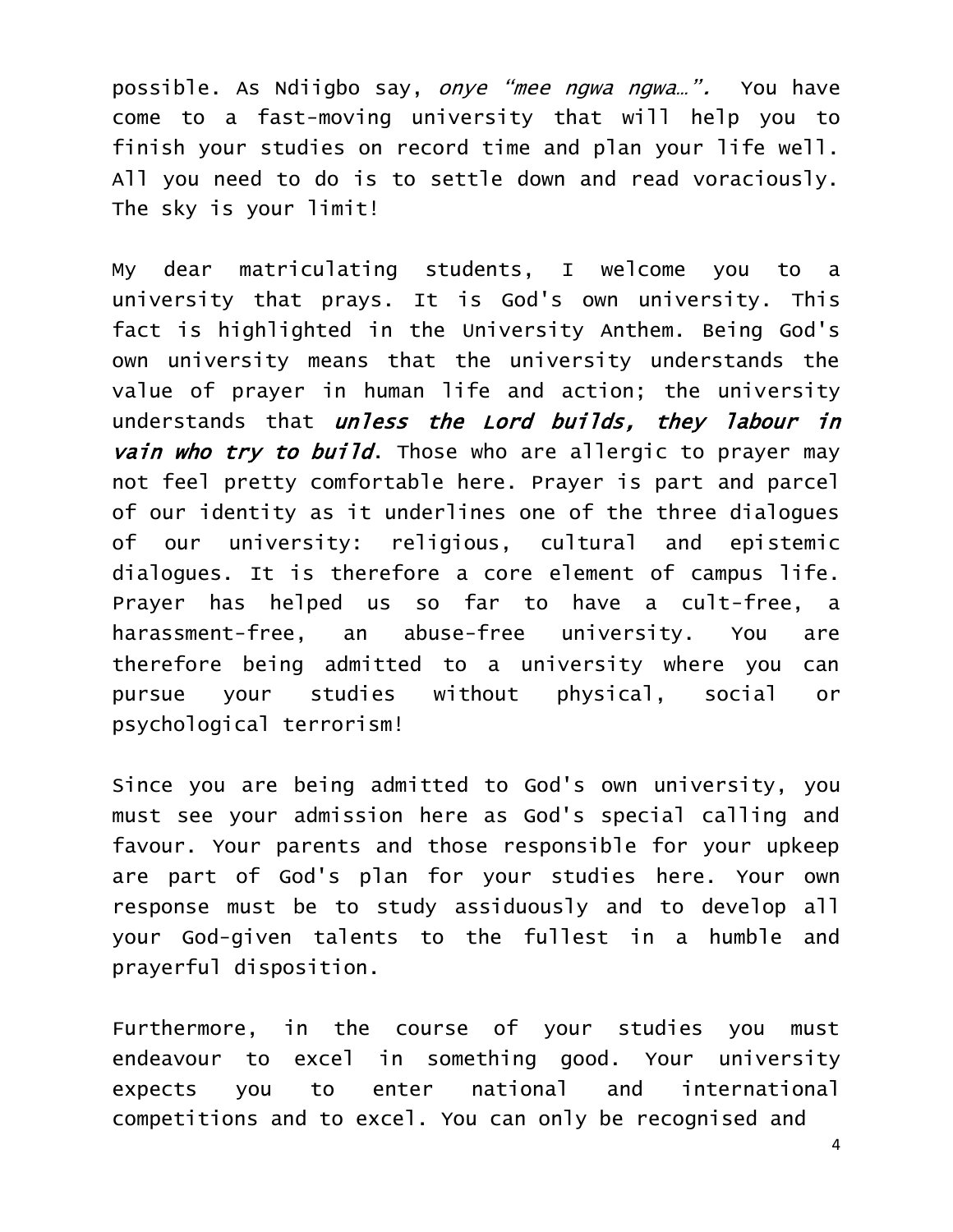possible. As Ndiigbo say, *onye "mee ngwa ngwa…".* You have come to a fast-moving university that will help you to finish your studies on record time and plan your life well. All you need to do is to settle down and read voraciously. The sky is your limit!

My dear matriculating students, I welcome you to a university that prays. It is God's own university. This fact is highlighted in the University Anthem. Being God's own university means that the university understands the value of prayer in human life and action; the university understands that ***unless the Lord builds, they labour in vain who try to build***. Those who are allergic to prayer may not feel pretty comfortable here. Prayer is part and parcel of our identity as it underlines one of the three dialogues of our university: religious, cultural and epistemic dialogues. It is therefore a core element of campus life. Prayer has helped us so far to have a cult-free, a harassment-free, an abuse-free university. You are therefore being admitted to a university where you can pursue your studies without physical, social or psychological terrorism!

Since you are being admitted to God's own university, you must see your admission here as God's special calling and favour. Your parents and those responsible for your upkeep are part of God's plan for your studies here. Your own response must be to study assiduously and to develop all your God-given talents to the fullest in a humble and prayerful disposition.

Furthermore, in the course of your studies you must endeavour to excel in something good. Your university expects you to enter national and international competitions and to excel. You can only be recognised and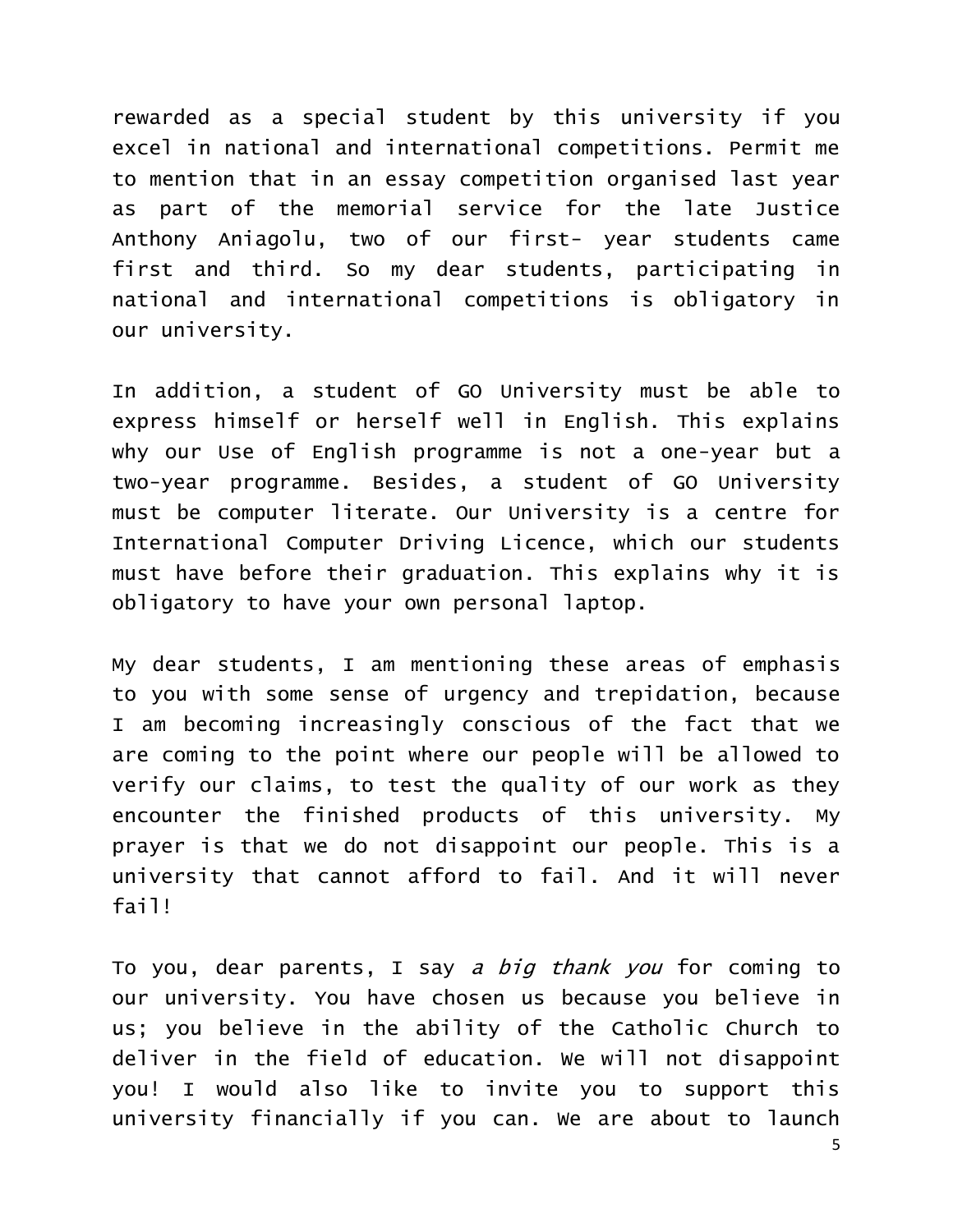rewarded as a special student by this university if you excel in national and international competitions. Permit me to mention that in an essay competition organised last year as part of the memorial service for the late Justice Anthony Aniagolu, two of our first- year students came first and third. So my dear students, participating in national and international competitions is obligatory in our university.

In addition, a student of GO University must be able to express himself or herself well in English. This explains why our Use of English programme is not a one-year but a two-year programme. Besides, a student of GO University must be computer literate. Our University is a centre for International Computer Driving Licence, which our students must have before their graduation. This explains why it is obligatory to have your own personal laptop.

My dear students, I am mentioning these areas of emphasis to you with some sense of urgency and trepidation, because I am becoming increasingly conscious of the fact that we are coming to the point where our people will be allowed to verify our claims, to test the quality of our work as they encounter the finished products of this university. My prayer is that we do not disappoint our people. This is a university that cannot afford to fail. And it will never fail!

To you, dear parents, I say *a big thank you* for coming to our university. You have chosen us because you believe in us; you believe in the ability of the Catholic Church to deliver in the field of education. We will not disappoint you! I would also like to invite you to support this university financially if you can. We are about to launch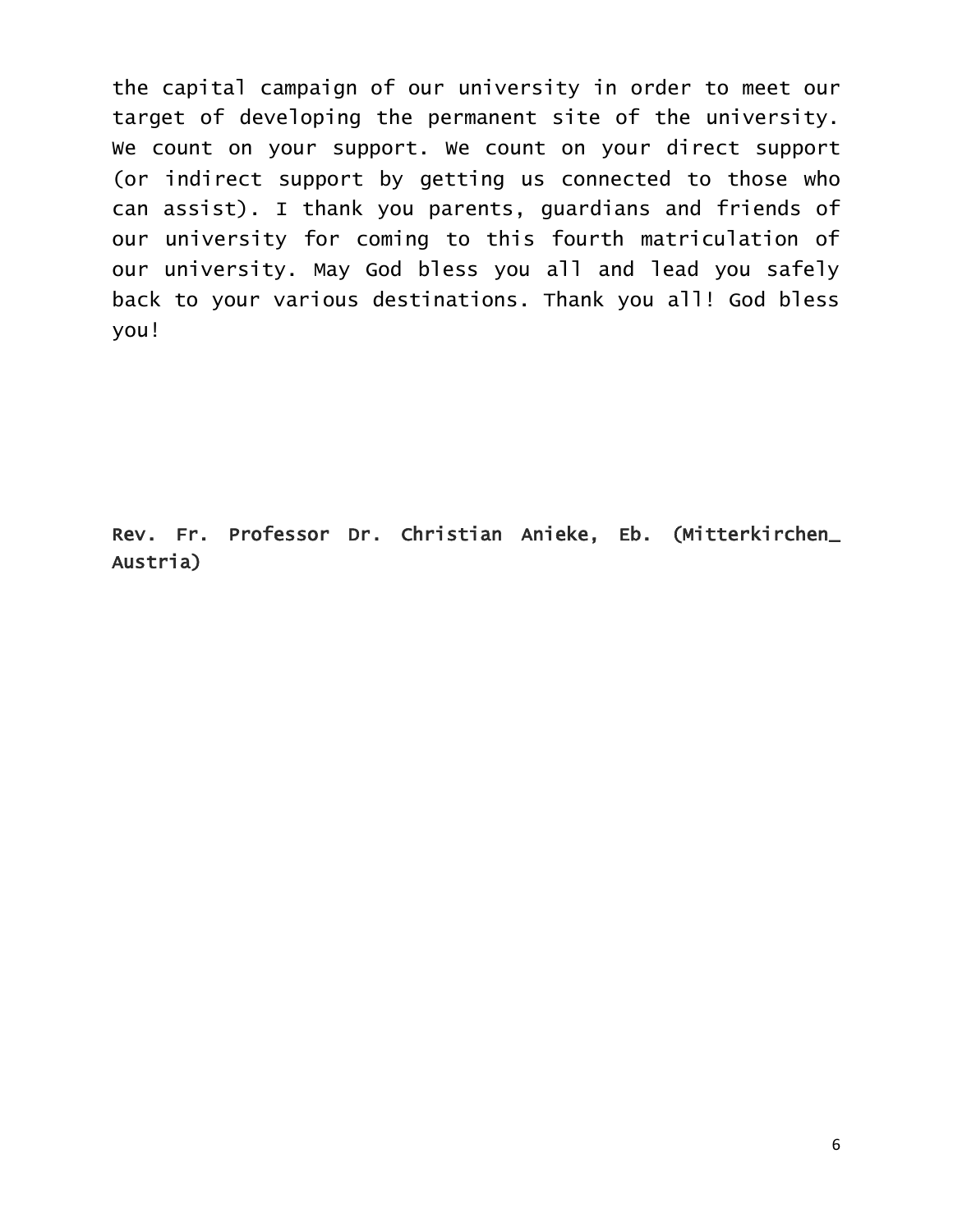the capital campaign of our university in order to meet our target of developing the permanent site of the university. We count on your support. We count on your direct support (or indirect support by getting us connected to those who can assist). I thank you parents, guardians and friends of our university for coming to this fourth matriculation of our university. May God bless you all and lead you safely back to your various destinations. Thank you all! God bless you!

**Rev. Fr. Professor Dr. Christian Anieke, Eb. (Mitterkirchen_ Austria)**